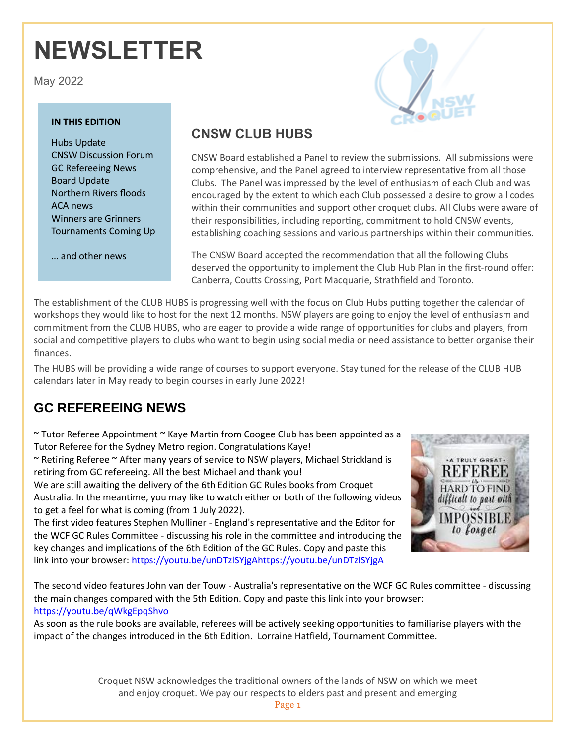# NEWSLETTER

May 2022

**IN THIS EDITION**

Hubs Update
CNSW Discussion Forum
GC Refereeing News
Board Update
Northern Rivers floods
ACA news
Winners are Grinners
Tournaments Coming Up

… and other news

## CNSW CLUB HUBS

CNSW Board established a Panel to review the submissions. All submissions were comprehensive, and the Panel agreed to interview representative from all those Clubs. The Panel was impressed by the level of enthusiasm of each Club and was encouraged by the extent to which each Club possessed a desire to grow all codes within their communities and support other croquet clubs. All Clubs were aware of their responsibilities, including reporting, commitment to hold CNSW events, establishing coaching sessions and various partnerships within their communities.

The CNSW Board accepted the recommendation that all the following Clubs deserved the opportunity to implement the Club Hub Plan in the first-round offer: Canberra, Coutts Crossing, Port Macquarie, Strathfield and Toronto.

The establishment of the CLUB HUBS is progressing well with the focus on Club Hubs putting together the calendar of workshops they would like to host for the next 12 months. NSW players are going to enjoy the level of enthusiasm and commitment from the CLUB HUBS, who are eager to provide a wide range of opportunities for clubs and players, from social and competitive players to clubs who want to begin using social media or need assistance to better organise their finances.

The HUBS will be providing a wide range of courses to support everyone. Stay tuned for the release of the CLUB HUB calendars later in May ready to begin courses in early June 2022!

## GC REFEREEING NEWS

~ Tutor Referee Appointment ~ Kaye Martin from Coogee Club has been appointed as a Tutor Referee for the Sydney Metro region. Congratulations Kaye!
~ Retiring Referee ~ After many years of service to NSW players, Michael Strickland is retiring from GC refereeing. All the best Michael and thank you!
We are still awaiting the delivery of the 6th Edition GC Rules books from Croquet Australia. In the meantime, you may like to watch either or both of the following videos to get a feel for what is coming (from 1 July 2022).
The first video features Stephen Mulliner - England's representative and the Editor for the WCF GC Rules Committee - discussing his role in the committee and introducing the key changes and implications of the 6th Edition of the GC Rules. Copy and paste this link into your browser: https://youtu.be/unDTzlSYjgAhttps://youtu.be/unDTzlSYjgA

The second video features John van der Touw - Australia's representative on the WCF GC Rules committee - discussing the main changes compared with the 5th Edition. Copy and paste this link into your browser: https://youtu.be/qWkgEpqShvo
As soon as the rule books are available, referees will be actively seeking opportunities to familiarise players with the impact of the changes introduced in the 6th Edition. Lorraine Hatfield, Tournament Committee.

Croquet NSW acknowledges the traditional owners of the lands of NSW on which we meet and enjoy croquet. We pay our respects to elders past and present and emerging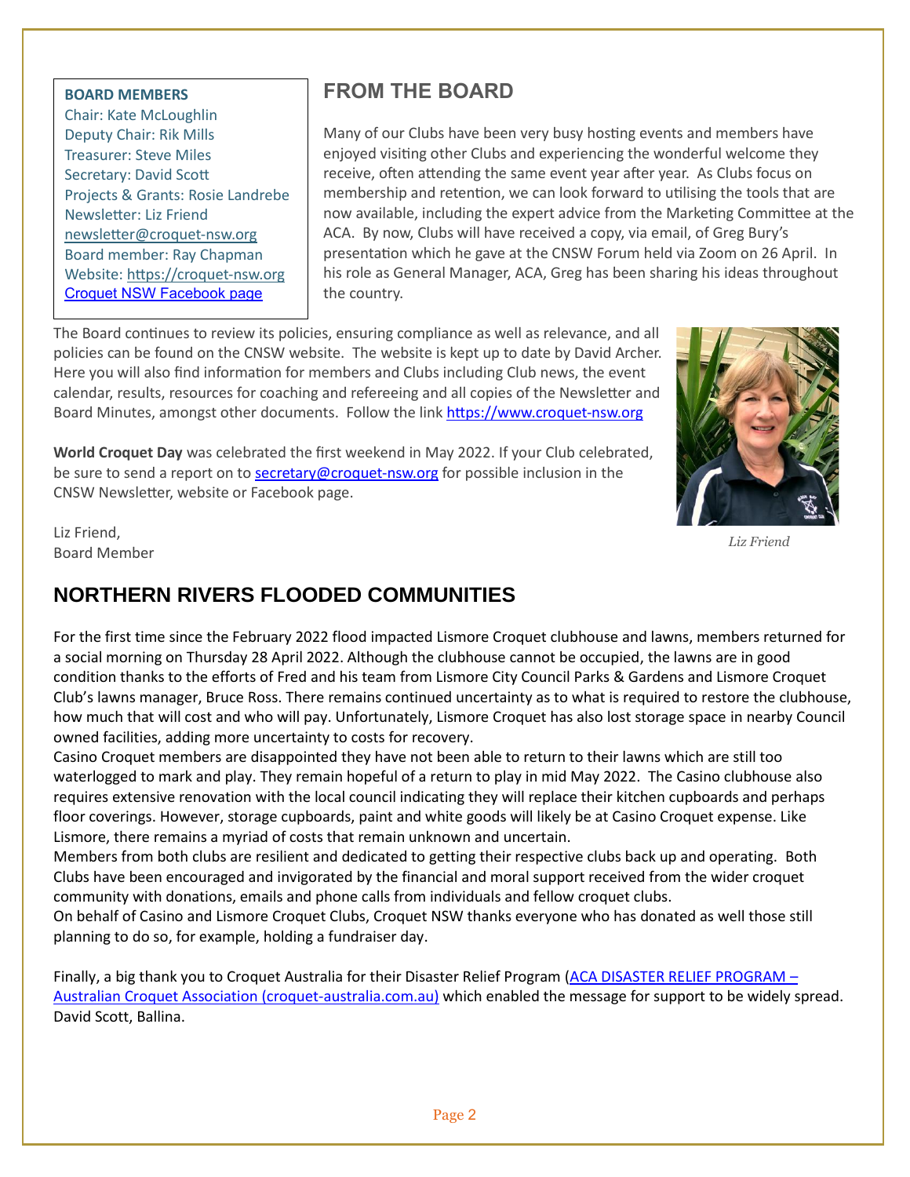**BOARD MEMBERS**
Chair: Kate McLoughlin
Deputy Chair: Rik Mills
Treasurer: Steve Miles
Secretary: David Scott
Projects & Grants: Rosie Landrebe
Newsletter: Liz Friend
newsletter@croquet-nsw.org
Board member: Ray Chapman
Website: https://croquet-nsw.org
Croquet NSW Facebook page

## FROM THE BOARD

Many of our Clubs have been very busy hosting events and members have enjoyed visiting other Clubs and experiencing the wonderful welcome they receive, often attending the same event year after year. As Clubs focus on membership and retention, we can look forward to utilising the tools that are now available, including the expert advice from the Marketing Committee at the ACA. By now, Clubs will have received a copy, via email, of Greg Bury's presentation which he gave at the CNSW Forum held via Zoom on 26 April. In his role as General Manager, ACA, Greg has been sharing his ideas throughout the country.

The Board continues to review its policies, ensuring compliance as well as relevance, and all policies can be found on the CNSW website. The website is kept up to date by David Archer. Here you will also find information for members and Clubs including Club news, the event calendar, results, resources for coaching and refereeing and all copies of the Newsletter and Board Minutes, amongst other documents. Follow the link https://www.croquet-nsw.org

**World Croquet Day** was celebrated the first weekend in May 2022. If your Club celebrated, be sure to send a report on to secretary@croquet-nsw.org for possible inclusion in the CNSW Newsletter, website or Facebook page.

Liz Friend,
Board Member

*Liz Friend*

## NORTHERN RIVERS FLOODED COMMUNITIES

For the first time since the February 2022 flood impacted Lismore Croquet clubhouse and lawns, members returned for a social morning on Thursday 28 April 2022. Although the clubhouse cannot be occupied, the lawns are in good condition thanks to the efforts of Fred and his team from Lismore City Council Parks & Gardens and Lismore Croquet Club's lawns manager, Bruce Ross. There remains continued uncertainty as to what is required to restore the clubhouse, how much that will cost and who will pay. Unfortunately, Lismore Croquet has also lost storage space in nearby Council owned facilities, adding more uncertainty to costs for recovery.

Casino Croquet members are disappointed they have not been able to return to their lawns which are still too waterlogged to mark and play. They remain hopeful of a return to play in mid May 2022. The Casino clubhouse also requires extensive renovation with the local council indicating they will replace their kitchen cupboards and perhaps floor coverings. However, storage cupboards, paint and white goods will likely be at Casino Croquet expense. Like Lismore, there remains a myriad of costs that remain unknown and uncertain.

Members from both clubs are resilient and dedicated to getting their respective clubs back up and operating. Both Clubs have been encouraged and invigorated by the financial and moral support received from the wider croquet community with donations, emails and phone calls from individuals and fellow croquet clubs.

On behalf of Casino and Lismore Croquet Clubs, Croquet NSW thanks everyone who has donated as well those still planning to do so, for example, holding a fundraiser day.

Finally, a big thank you to Croquet Australia for their Disaster Relief Program (ACA DISASTER RELIEF PROGRAM – Australian Croquet Association (croquet-australia.com.au) which enabled the message for support to be widely spread.
David Scott, Ballina.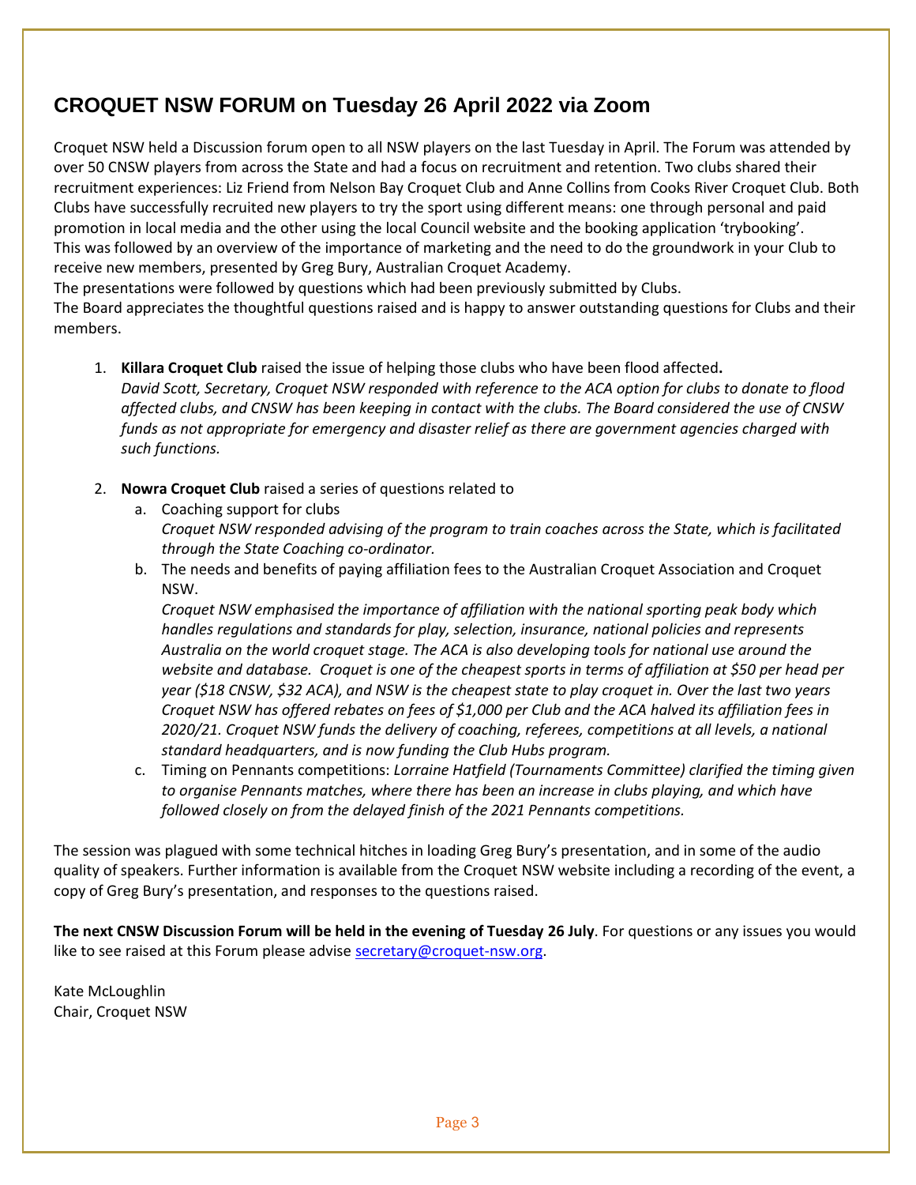## CROQUET NSW FORUM on Tuesday 26 April 2022 via Zoom

Croquet NSW held a Discussion forum open to all NSW players on the last Tuesday in April. The Forum was attended by over 50 CNSW players from across the State and had a focus on recruitment and retention. Two clubs shared their recruitment experiences: Liz Friend from Nelson Bay Croquet Club and Anne Collins from Cooks River Croquet Club. Both Clubs have successfully recruited new players to try the sport using different means: one through personal and paid promotion in local media and the other using the local Council website and the booking application 'trybooking'.
This was followed by an overview of the importance of marketing and the need to do the groundwork in your Club to receive new members, presented by Greg Bury, Australian Croquet Academy.
The presentations were followed by questions which had been previously submitted by Clubs.
The Board appreciates the thoughtful questions raised and is happy to answer outstanding questions for Clubs and their members.

1. **Killara Croquet Club** raised the issue of helping those clubs who have been flood affected**.**
   *David Scott, Secretary, Croquet NSW responded with reference to the ACA option for clubs to donate to flood affected clubs, and CNSW has been keeping in contact with the clubs. The Board considered the use of CNSW funds as not appropriate for emergency and disaster relief as there are government agencies charged with such functions.*

2. **Nowra Croquet Club** raised a series of questions related to
   a. Coaching support for clubs
   *Croquet NSW responded advising of the program to train coaches across the State, which is facilitated through the State Coaching co-ordinator.*
   b. The needs and benefits of paying affiliation fees to the Australian Croquet Association and Croquet NSW.
   *Croquet NSW emphasised the importance of affiliation with the national sporting peak body which handles regulations and standards for play, selection, insurance, national policies and represents Australia on the world croquet stage. The ACA is also developing tools for national use around the website and database. Croquet is one of the cheapest sports in terms of affiliation at $50 per head per year ($18 CNSW, $32 ACA), and NSW is the cheapest state to play croquet in. Over the last two years Croquet NSW has offered rebates on fees of $1,000 per Club and the ACA halved its affiliation fees in 2020/21. Croquet NSW funds the delivery of coaching, referees, competitions at all levels, a national standard headquarters, and is now funding the Club Hubs program.*
   c. Timing on Pennants competitions: *Lorraine Hatfield (Tournaments Committee) clarified the timing given to organise Pennants matches, where there has been an increase in clubs playing, and which have followed closely on from the delayed finish of the 2021 Pennants competitions.*

The session was plagued with some technical hitches in loading Greg Bury's presentation, and in some of the audio quality of speakers. Further information is available from the Croquet NSW website including a recording of the event, a copy of Greg Bury's presentation, and responses to the questions raised.

**The next CNSW Discussion Forum will be held in the evening of Tuesday 26 July**. For questions or any issues you would like to see raised at this Forum please advise secretary@croquet-nsw.org.

Kate McLoughlin
Chair, Croquet NSW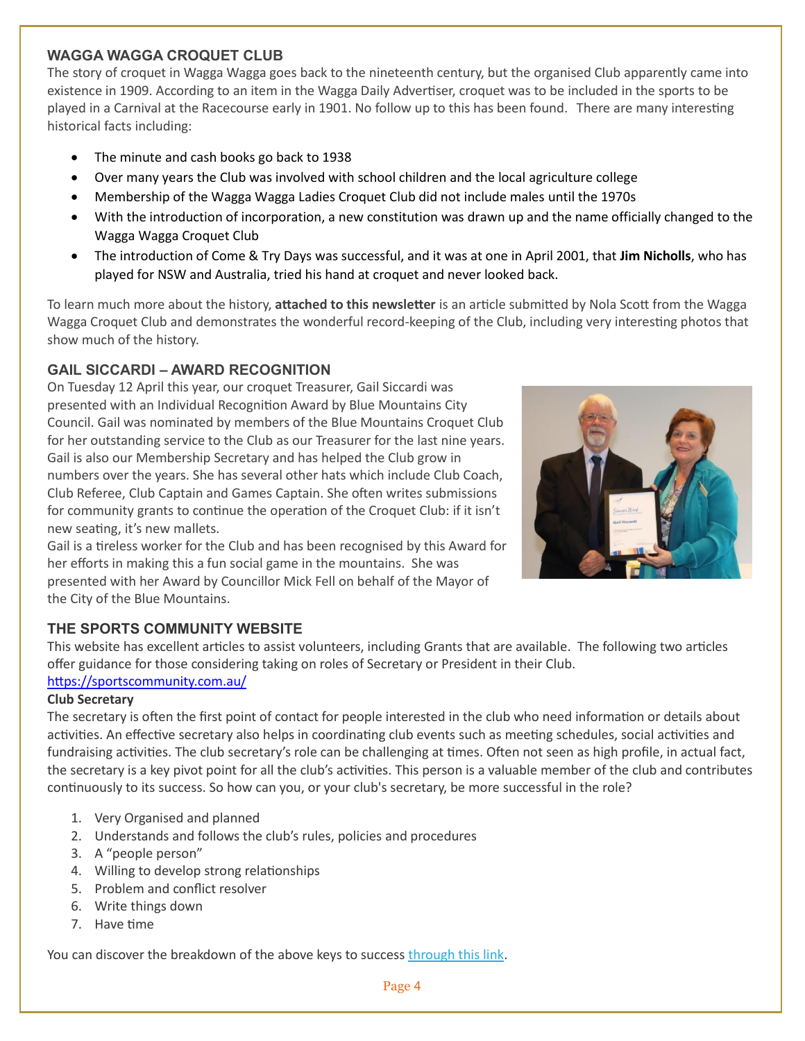## WAGGA WAGGA CROQUET CLUB

The story of croquet in Wagga Wagga goes back to the nineteenth century, but the organised Club apparently came into existence in 1909. According to an item in the Wagga Daily Advertiser, croquet was to be included in the sports to be played in a Carnival at the Racecourse early in 1901. No follow up to this has been found. There are many interesting historical facts including:

- The minute and cash books go back to 1938
- Over many years the Club was involved with school children and the local agriculture college
- Membership of the Wagga Wagga Ladies Croquet Club did not include males until the 1970s
- With the introduction of incorporation, a new constitution was drawn up and the name officially changed to the Wagga Wagga Croquet Club
- The introduction of Come & Try Days was successful, and it was at one in April 2001, that **Jim Nicholls**, who has played for NSW and Australia, tried his hand at croquet and never looked back.

To learn much more about the history, **attached to this newsletter** is an article submitted by Nola Scott from the Wagga Wagga Croquet Club and demonstrates the wonderful record-keeping of the Club, including very interesting photos that show much of the history.

## GAIL SICCARDI – AWARD RECOGNITION

On Tuesday 12 April this year, our croquet Treasurer, Gail Siccardi was presented with an Individual Recognition Award by Blue Mountains City Council. Gail was nominated by members of the Blue Mountains Croquet Club for her outstanding service to the Club as our Treasurer for the last nine years. Gail is also our Membership Secretary and has helped the Club grow in numbers over the years. She has several other hats which include Club Coach, Club Referee, Club Captain and Games Captain. She often writes submissions for community grants to continue the operation of the Croquet Club: if it isn't new seating, it's new mallets.

Gail is a tireless worker for the Club and has been recognised by this Award for her efforts in making this a fun social game in the mountains. She was presented with her Award by Councillor Mick Fell on behalf of the Mayor of the City of the Blue Mountains.

## THE SPORTS COMMUNITY WEBSITE

This website has excellent articles to assist volunteers, including Grants that are available. The following two articles offer guidance for those considering taking on roles of Secretary or President in their Club.

https://sportscommunity.com.au/

**Club Secretary**

The secretary is often the first point of contact for people interested in the club who need information or details about activities. An effective secretary also helps in coordinating club events such as meeting schedules, social activities and fundraising activities. The club secretary's role can be challenging at times. Often not seen as high profile, in actual fact, the secretary is a key pivot point for all the club's activities. This person is a valuable member of the club and contributes continuously to its success. So how can you, or your club's secretary, be more successful in the role?

1. Very Organised and planned
2. Understands and follows the club's rules, policies and procedures
3. A "people person"
4. Willing to develop strong relationships
5. Problem and conflict resolver
6. Write things down
7. Have time

You can discover the breakdown of the above keys to success through this link.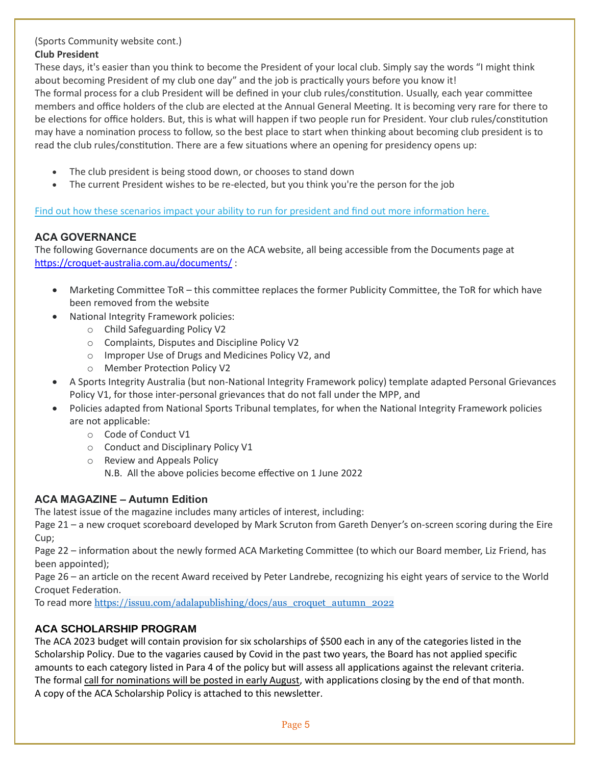(Sports Community website cont.)

**Club President**

These days, it's easier than you think to become the President of your local club. Simply say the words "I might think about becoming President of my club one day" and the job is practically yours before you know it!

The formal process for a club President will be defined in your club rules/constitution. Usually, each year committee members and office holders of the club are elected at the Annual General Meeting. It is becoming very rare for there to be elections for office holders. But, this is what will happen if two people run for President. Your club rules/constitution may have a nomination process to follow, so the best place to start when thinking about becoming club president is to read the club rules/constitution. There are a few situations where an opening for presidency opens up:

- The club president is being stood down, or chooses to stand down
- The current President wishes to be re-elected, but you think you're the person for the job

Find out how these scenarios impact your ability to run for president and find out more information here.

## ACA GOVERNANCE

The following Governance documents are on the ACA website, all being accessible from the Documents page at https://croquet-australia.com.au/documents/ :

- Marketing Committee ToR – this committee replaces the former Publicity Committee, the ToR for which have been removed from the website
- National Integrity Framework policies:
  - Child Safeguarding Policy V2
  - Complaints, Disputes and Discipline Policy V2
  - Improper Use of Drugs and Medicines Policy V2, and
  - Member Protection Policy V2
- A Sports Integrity Australia (but non-National Integrity Framework policy) template adapted Personal Grievances Policy V1, for those inter-personal grievances that do not fall under the MPP, and
- Policies adapted from National Sports Tribunal templates, for when the National Integrity Framework policies are not applicable:
  - Code of Conduct V1
  - Conduct and Disciplinary Policy V1
  - Review and Appeals Policy

    N.B. All the above policies become effective on 1 June 2022

## ACA MAGAZINE – Autumn Edition

The latest issue of the magazine includes many articles of interest, including:

Page 21 – a new croquet scoreboard developed by Mark Scruton from Gareth Denyer's on-screen scoring during the Eire Cup;

Page 22 – information about the newly formed ACA Marketing Committee (to which our Board member, Liz Friend, has been appointed);

Page 26 – an article on the recent Award received by Peter Landrebe, recognizing his eight years of service to the World Croquet Federation.

To read more https://issuu.com/adalapublishing/docs/aus_croquet_autumn_2022

## ACA SCHOLARSHIP PROGRAM

The ACA 2023 budget will contain provision for six scholarships of $500 each in any of the categories listed in the Scholarship Policy. Due to the vagaries caused by Covid in the past two years, the Board has not applied specific amounts to each category listed in Para 4 of the policy but will assess all applications against the relevant criteria. The formal call for nominations will be posted in early August, with applications closing by the end of that month. A copy of the ACA Scholarship Policy is attached to this newsletter.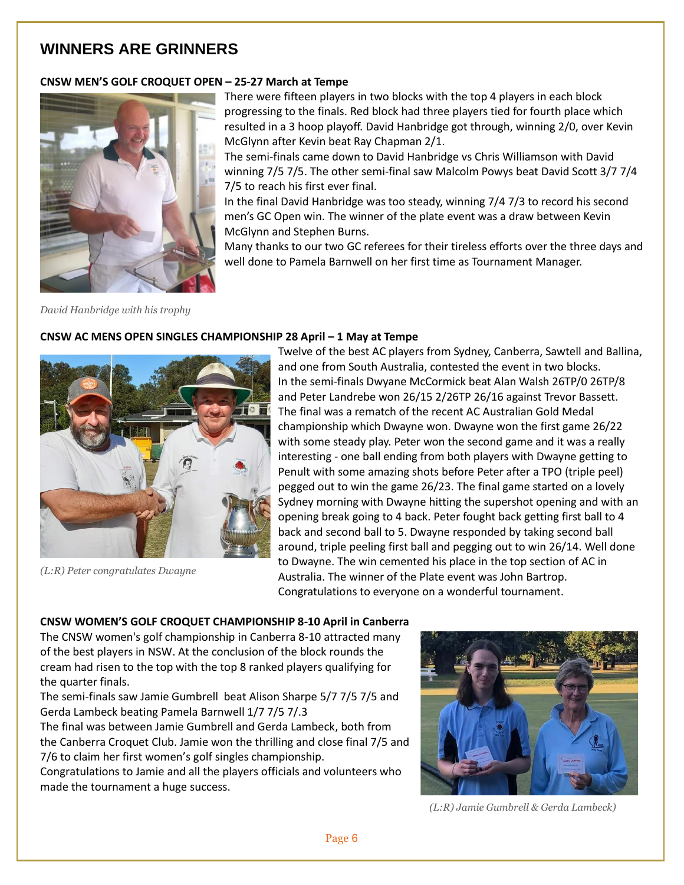# WINNERS ARE GRINNERS

**CNSW MEN'S GOLF CROQUET OPEN – 25-27 March at Tempe**

There were fifteen players in two blocks with the top 4 players in each block progressing to the finals. Red block had three players tied for fourth place which resulted in a 3 hoop playoff. David Hanbridge got through, winning 2/0, over Kevin McGlynn after Kevin beat Ray Chapman 2/1.

The semi-finals came down to David Hanbridge vs Chris Williamson with David winning 7/5 7/5. The other semi-final saw Malcolm Powys beat David Scott 3/7 7/4 7/5 to reach his first ever final.

In the final David Hanbridge was too steady, winning 7/4 7/3 to record his second men's GC Open win. The winner of the plate event was a draw between Kevin McGlynn and Stephen Burns.

Many thanks to our two GC referees for their tireless efforts over the three days and well done to Pamela Barnwell on her first time as Tournament Manager.

*David Hanbridge with his trophy*

**CNSW AC MENS OPEN SINGLES CHAMPIONSHIP 28 April – 1 May at Tempe**

Twelve of the best AC players from Sydney, Canberra, Sawtell and Ballina, and one from South Australia, contested the event in two blocks.

In the semi-finals Dwyane McCormick beat Alan Walsh 26TP/0 26TP/8 and Peter Landrebe won 26/15 2/26TP 26/16 against Trevor Bassett.

The final was a rematch of the recent AC Australian Gold Medal championship which Dwayne won. Dwayne won the first game 26/22 with some steady play. Peter won the second game and it was a really interesting - one ball ending from both players with Dwayne getting to Penult with some amazing shots before Peter after a TPO (triple peel) pegged out to win the game 26/23. The final game started on a lovely Sydney morning with Dwayne hitting the supershot opening and with an opening break going to 4 back. Peter fought back getting first ball to 4 back and second ball to 5. Dwayne responded by taking second ball around, triple peeling first ball and pegging out to win 26/14. Well done to Dwayne. The win cemented his place in the top section of AC in Australia. The winner of the Plate event was John Bartrop.

Congratulations to everyone on a wonderful tournament.

*(L:R) Peter congratulates Dwayne*

**CNSW WOMEN'S GOLF CROQUET CHAMPIONSHIP 8-10 April in Canberra**

The CNSW women's golf championship in Canberra 8-10 attracted many of the best players in NSW. At the conclusion of the block rounds the cream had risen to the top with the top 8 ranked players qualifying for the quarter finals.

The semi-finals saw Jamie Gumbrell beat Alison Sharpe 5/7 7/5 7/5 and Gerda Lambeck beating Pamela Barnwell 1/7 7/5 7/.3

The final was between Jamie Gumbrell and Gerda Lambeck, both from the Canberra Croquet Club. Jamie won the thrilling and close final 7/5 and 7/6 to claim her first women's golf singles championship.

Congratulations to Jamie and all the players officials and volunteers who made the tournament a huge success.

*(L:R) Jamie Gumbrell & Gerda Lambeck)*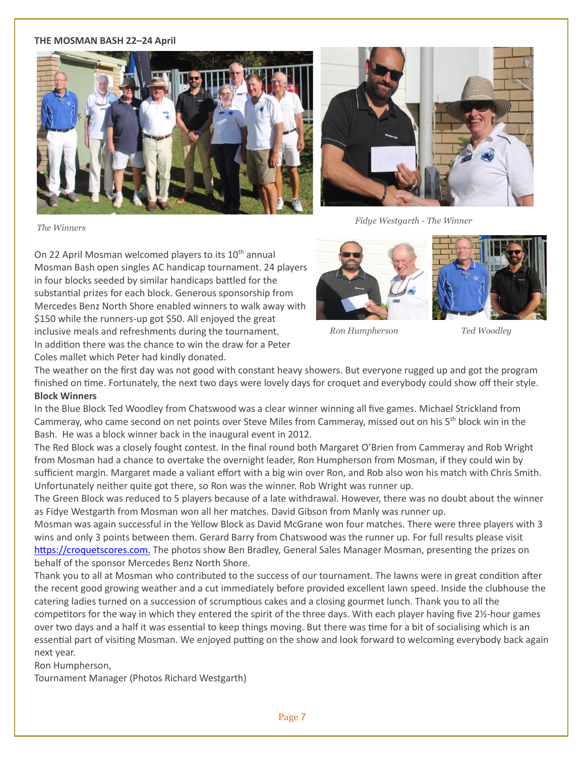**THE MOSMAN BASH 22–24 April**

*The Winners*

*Fidye Westgarth - The Winner*

*Ron Humpherson*

*Ted Woodley*

On 22 April Mosman welcomed players to its 10th annual Mosman Bash open singles AC handicap tournament. 24 players in four blocks seeded by similar handicaps battled for the substantial prizes for each block. Generous sponsorship from Mercedes Benz North Shore enabled winners to walk away with $150 while the runners-up got $50. All enjoyed the great inclusive meals and refreshments during the tournament. In addition there was the chance to win the draw for a Peter Coles mallet which Peter had kindly donated.

The weather on the first day was not good with constant heavy showers. But everyone rugged up and got the program finished on time. Fortunately, the next two days were lovely days for croquet and everybody could show off their style.

**Block Winners**

In the Blue Block Ted Woodley from Chatswood was a clear winner winning all five games. Michael Strickland from Cammeray, who came second on net points over Steve Miles from Cammeray, missed out on his 5th block win in the Bash. He was a block winner back in the inaugural event in 2012.

The Red Block was a closely fought contest. In the final round both Margaret O'Brien from Cammeray and Rob Wright from Mosman had a chance to overtake the overnight leader, Ron Humpherson from Mosman, if they could win by sufficient margin. Margaret made a valiant effort with a big win over Ron, and Rob also won his match with Chris Smith. Unfortunately neither quite got there, so Ron was the winner. Rob Wright was runner up.

The Green Block was reduced to 5 players because of a late withdrawal. However, there was no doubt about the winner as Fidye Westgarth from Mosman won all her matches. David Gibson from Manly was runner up.

Mosman was again successful in the Yellow Block as David McGrane won four matches. There were three players with 3 wins and only 3 points between them. Gerard Barry from Chatswood was the runner up. For full results please visit https://croquetscores.com. The photos show Ben Bradley, General Sales Manager Mosman, presenting the prizes on behalf of the sponsor Mercedes Benz North Shore.

Thank you to all at Mosman who contributed to the success of our tournament. The lawns were in great condition after the recent good growing weather and a cut immediately before provided excellent lawn speed. Inside the clubhouse the catering ladies turned on a succession of scrumptious cakes and a closing gourmet lunch. Thank you to all the competitors for the way in which they entered the spirit of the three days. With each player having five 2½-hour games over two days and a half it was essential to keep things moving. But there was time for a bit of socialising which is an essential part of visiting Mosman. We enjoyed putting on the show and look forward to welcoming everybody back again next year.

Ron Humpherson,
Tournament Manager (Photos Richard Westgarth)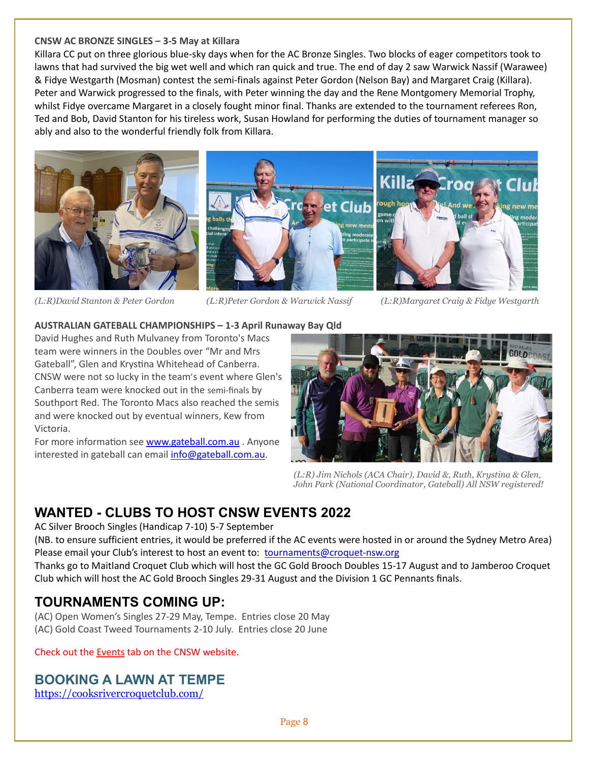**CNSW AC BRONZE SINGLES – 3-5 May at Killara**

Killara CC put on three glorious blue-sky days when for the AC Bronze Singles. Two blocks of eager competitors took to lawns that had survived the big wet well and which ran quick and true. The end of day 2 saw Warwick Nassif (Warawee) & Fidye Westgarth (Mosman) contest the semi-finals against Peter Gordon (Nelson Bay) and Margaret Craig (Killara). Peter and Warwick progressed to the finals, with Peter winning the day and the Rene Montgomery Memorial Trophy, whilst Fidye overcame Margaret in a closely fought minor final. Thanks are extended to the tournament referees Ron, Ted and Bob, David Stanton for his tireless work, Susan Howland for performing the duties of tournament manager so ably and also to the wonderful friendly folk from Killara.

*(L:R)David Stanton & Peter Gordon*

*(L:R)Peter Gordon & Warwick Nassif*

*(L:R)Margaret Craig & Fidye Westgarth*

**AUSTRALIAN GATEBALL CHAMPIONSHIPS – 1-3 April Runaway Bay Qld**

David Hughes and Ruth Mulvaney from Toronto's Macs team were winners in the Doubles over "Mr and Mrs Gateball", Glen and Krystina Whitehead of Canberra. CNSW were not so lucky in the team's event where Glen's Canberra team were knocked out in the semi-finals by Southport Red. The Toronto Macs also reached the semis and were knocked out by eventual winners, Kew from Victoria.

For more information see [www.gateball.com.au](http://www.gateball.com.au) . Anyone interested in gateball can email [info@gateball.com.au](mailto:info@gateball.com.au).

*(L:R) Jim Nichols (ACA Chair), David &, Ruth, Krystina & Glen, John Park (National Coordinator, Gateball) All NSW registered!*

## WANTED - CLUBS TO HOST CNSW EVENTS 2022

AC Silver Brooch Singles (Handicap 7-10) 5-7 September

(NB. to ensure sufficient entries, it would be preferred if the AC events were hosted in or around the Sydney Metro Area)

Please email your Club's interest to host an event to: [tournaments@croquet-nsw.org](mailto:tournaments@croquet-nsw.org)

Thanks go to Maitland Croquet Club which will host the GC Gold Brooch Doubles 15-17 August and to Jamberoo Croquet Club which will host the AC Gold Brooch Singles 29-31 August and the Division 1 GC Pennants finals.

## TOURNAMENTS COMING UP:

(AC) Open Women's Singles 27-29 May, Tempe. Entries close 20 May

(AC) Gold Coast Tweed Tournaments 2-10 July. Entries close 20 June

Check out the [Events](#) tab on the CNSW website.

## BOOKING A LAWN AT TEMPE

[https://cooksrivercroquetclub.com/](https://cooksrivercroquetclub.com/)